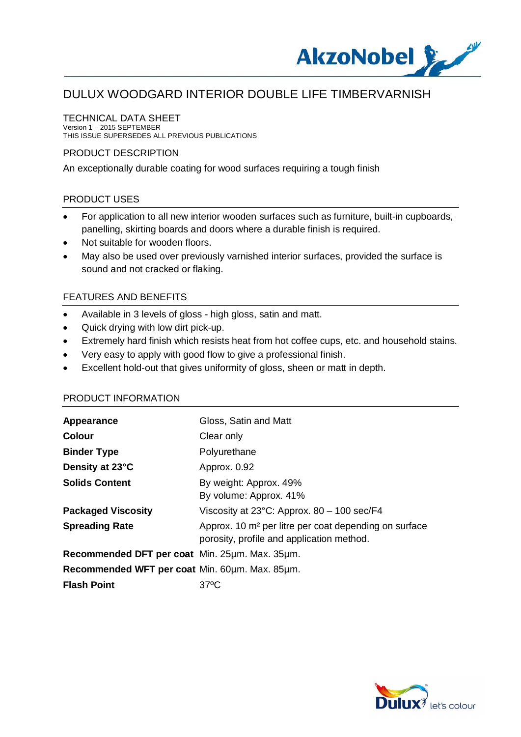# DULUX WOODGARD INTERIOR DOUBLE LIFE TIMBERVARNISH

## TECHNICAL DATA SHEET

Version 1 – 2015 SEPTEMBER
THIS ISSUE SUPERSEDES ALL PREVIOUS PUBLICATIONS

## PRODUCT DESCRIPTION

An exceptionally durable coating for wood surfaces requiring a tough finish

## PRODUCT USES

- For application to all new interior wooden surfaces such as furniture, built-in cupboards, panelling, skirting boards and doors where a durable finish is required.
- Not suitable for wooden floors.
- May also be used over previously varnished interior surfaces, provided the surface is sound and not cracked or flaking.

## FEATURES AND BENEFITS

- Available in 3 levels of gloss - high gloss, satin and matt.
- Quick drying with low dirt pick-up.
- Extremely hard finish which resists heat from hot coffee cups, etc. and household stains.
- Very easy to apply with good flow to give a professional finish.
- Excellent hold-out that gives uniformity of gloss, sheen or matt in depth.

## PRODUCT INFORMATION

| | |
|---|---|
| **Appearance** | Gloss, Satin and Matt |
| **Colour** | Clear only |
| **Binder Type** | Polyurethane |
| **Density at 23°C** | Approx. 0.92 |
| **Solids Content** | By weight: Approx. 49%<br>By volume: Approx. 41% |
| **Packaged Viscosity** | Viscosity at 23°C: Approx. 80 – 100 sec/F4 |
| **Spreading Rate** | Approx. 10 m² per litre per coat depending on surface porosity, profile and application method. |
| **Recommended DFT per coat** | Min. 25µm. Max. 35µm. |
| **Recommended WFT per coat** | Min. 60µm. Max. 85µm. |
| **Flash Point** | 37ºC |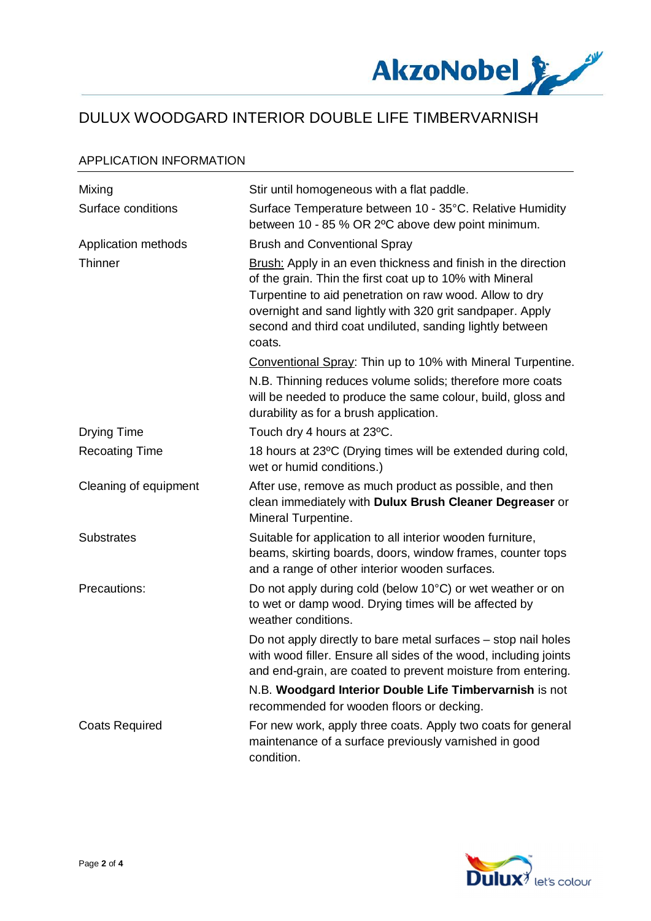# DULUX WOODGARD INTERIOR DOUBLE LIFE TIMBERVARNISH

## APPLICATION INFORMATION

| | |
|---|---|
| Mixing | Stir until homogeneous with a flat paddle. |
| Surface conditions | Surface Temperature between 10 - 35°C. Relative Humidity between 10 - 85 % OR 2ºC above dew point minimum. |
| Application methods | Brush and Conventional Spray |
| Thinner | Brush: Apply in an even thickness and finish in the direction of the grain. Thin the first coat up to 10% with Mineral Turpentine to aid penetration on raw wood. Allow to dry overnight and sand lightly with 320 grit sandpaper. Apply second and third coat undiluted, sanding lightly between coats.<br><br>Conventional Spray: Thin up to 10% with Mineral Turpentine.<br><br>N.B. Thinning reduces volume solids; therefore more coats will be needed to produce the same colour, build, gloss and durability as for a brush application. |
| Drying Time | Touch dry 4 hours at 23ºC. |
| Recoating Time | 18 hours at 23ºC (Drying times will be extended during cold, wet or humid conditions.) |
| Cleaning of equipment | After use, remove as much product as possible, and then clean immediately with **Dulux Brush Cleaner Degreaser** or Mineral Turpentine. |
| Substrates | Suitable for application to all interior wooden furniture, beams, skirting boards, doors, window frames, counter tops and a range of other interior wooden surfaces. |
| Precautions: | Do not apply during cold (below 10°C) or wet weather or on to wet or damp wood. Drying times will be affected by weather conditions.<br><br>Do not apply directly to bare metal surfaces – stop nail holes with wood filler. Ensure all sides of the wood, including joints and end-grain, are coated to prevent moisture from entering.<br><br>N.B. **Woodgard Interior Double Life Timbervarnish** is not recommended for wooden floors or decking. |
| Coats Required | For new work, apply three coats. Apply two coats for general maintenance of a surface previously varnished in good condition. |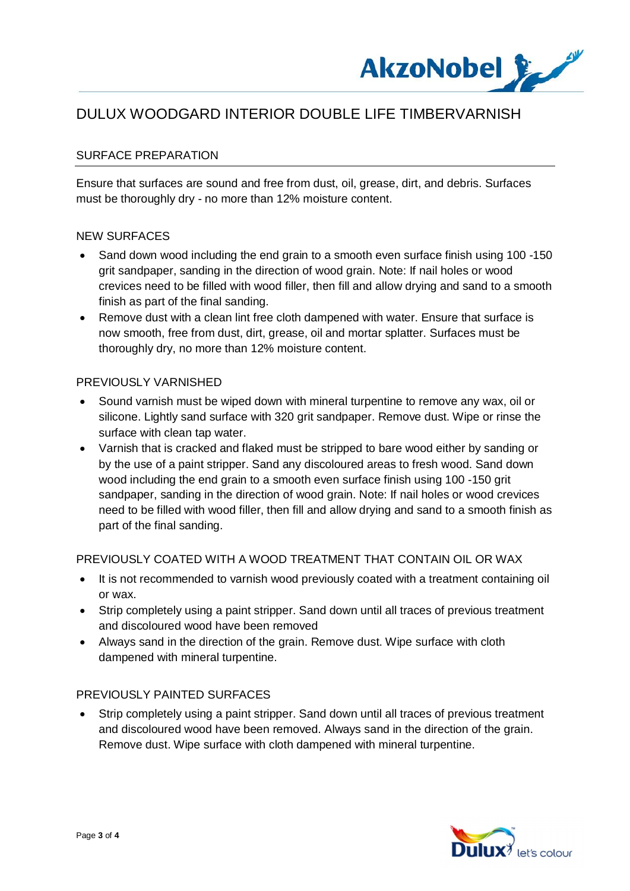# DULUX WOODGARD INTERIOR DOUBLE LIFE TIMBERVARNISH

## SURFACE PREPARATION

Ensure that surfaces are sound and free from dust, oil, grease, dirt, and debris. Surfaces must be thoroughly dry - no more than 12% moisture content.

### NEW SURFACES

- Sand down wood including the end grain to a smooth even surface finish using 100 -150 grit sandpaper, sanding in the direction of wood grain. Note: If nail holes or wood crevices need to be filled with wood filler, then fill and allow drying and sand to a smooth finish as part of the final sanding.
- Remove dust with a clean lint free cloth dampened with water. Ensure that surface is now smooth, free from dust, dirt, grease, oil and mortar splatter. Surfaces must be thoroughly dry, no more than 12% moisture content.

### PREVIOUSLY VARNISHED

- Sound varnish must be wiped down with mineral turpentine to remove any wax, oil or silicone. Lightly sand surface with 320 grit sandpaper. Remove dust. Wipe or rinse the surface with clean tap water.
- Varnish that is cracked and flaked must be stripped to bare wood either by sanding or by the use of a paint stripper. Sand any discoloured areas to fresh wood. Sand down wood including the end grain to a smooth even surface finish using 100 -150 grit sandpaper, sanding in the direction of wood grain. Note: If nail holes or wood crevices need to be filled with wood filler, then fill and allow drying and sand to a smooth finish as part of the final sanding.

### PREVIOUSLY COATED WITH A WOOD TREATMENT THAT CONTAIN OIL OR WAX

- It is not recommended to varnish wood previously coated with a treatment containing oil or wax.
- Strip completely using a paint stripper. Sand down until all traces of previous treatment and discoloured wood have been removed
- Always sand in the direction of the grain. Remove dust. Wipe surface with cloth dampened with mineral turpentine.

### PREVIOUSLY PAINTED SURFACES

- Strip completely using a paint stripper. Sand down until all traces of previous treatment and discoloured wood have been removed. Always sand in the direction of the grain. Remove dust. Wipe surface with cloth dampened with mineral turpentine.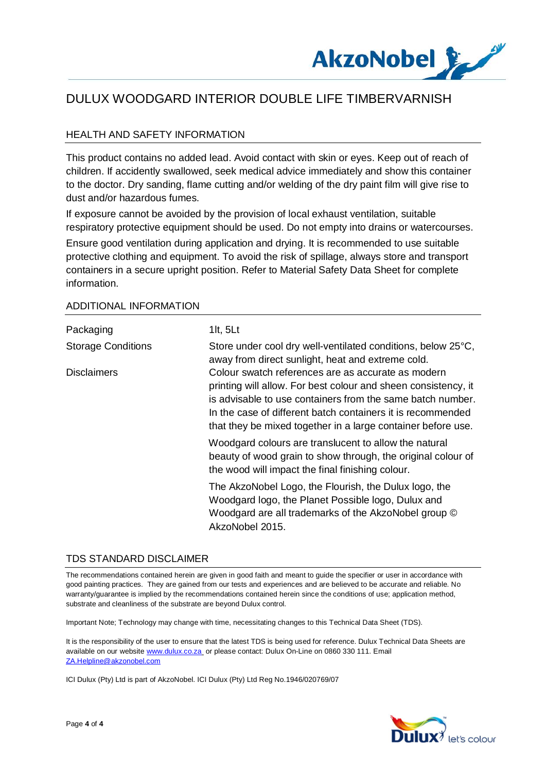# DULUX WOODGARD INTERIOR DOUBLE LIFE TIMBERVARNISH

## HEALTH AND SAFETY INFORMATION

This product contains no added lead. Avoid contact with skin or eyes. Keep out of reach of children. If accidently swallowed, seek medical advice immediately and show this container to the doctor. Dry sanding, flame cutting and/or welding of the dry paint film will give rise to dust and/or hazardous fumes.

If exposure cannot be avoided by the provision of local exhaust ventilation, suitable respiratory protective equipment should be used. Do not empty into drains or watercourses.

Ensure good ventilation during application and drying. It is recommended to use suitable protective clothing and equipment. To avoid the risk of spillage, always store and transport containers in a secure upright position. Refer to Material Safety Data Sheet for complete information.

## ADDITIONAL INFORMATION

| | |
|---|---|
| Packaging | 1lt, 5Lt |
| Storage Conditions | Store under cool dry well-ventilated conditions, below 25°C, away from direct sunlight, heat and extreme cold. |
| Disclaimers | Colour swatch references are as accurate as modern printing will allow. For best colour and sheen consistency, it is advisable to use containers from the same batch number. In the case of different batch containers it is recommended that they be mixed together in a large container before use. |
| | Woodgard colours are translucent to allow the natural beauty of wood grain to show through, the original colour of the wood will impact the final finishing colour. |
| | The AkzoNobel Logo, the Flourish, the Dulux logo, the Woodgard logo, the Planet Possible logo, Dulux and Woodgard are all trademarks of the AkzoNobel group © AkzoNobel 2015. |

## TDS STANDARD DISCLAIMER

The recommendations contained herein are given in good faith and meant to guide the specifier or user in accordance with good painting practices. They are gained from our tests and experiences and are believed to be accurate and reliable. No warranty/guarantee is implied by the recommendations contained herein since the conditions of use; application method, substrate and cleanliness of the substrate are beyond Dulux control.

Important Note; Technology may change with time, necessitating changes to this Technical Data Sheet (TDS).

It is the responsibility of the user to ensure that the latest TDS is being used for reference. Dulux Technical Data Sheets are available on our website www.dulux.co.za or please contact: Dulux On-Line on 0860 330 111. Email ZA.Helpline@akzonobel.com

ICI Dulux (Pty) Ltd is part of AkzoNobel. ICI Dulux (Pty) Ltd Reg No.1946/020769/07